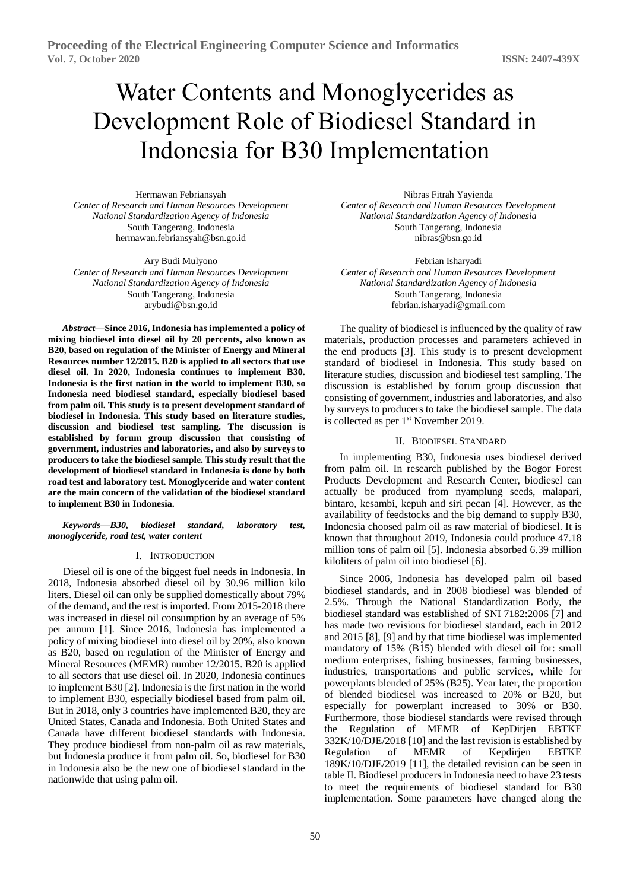# Water Contents and Monoglycerides as Development Role of Biodiesel Standard in Indonesia for B30 Implementation

Hermawan Febriansyah
*Center of Research and Human Resources Development*
*National Standardization Agency of Indonesia*
South Tangerang, Indonesia
hermawan.febriansyah@bsn.go.id

Nibras Fitrah Yayienda
*Center of Research and Human Resources Development*
*National Standardization Agency of Indonesia*
South Tangerang, Indonesia
nibras@bsn.go.id

Ary Budi Mulyono
*Center of Research and Human Resources Development*
*National Standardization Agency of Indonesia*
South Tangerang, Indonesia
arybudi@bsn.go.id

Febrian Isharyadi
*Center of Research and Human Resources Development*
*National Standardization Agency of Indonesia*
South Tangerang, Indonesia
febrian.isharyadi@gmail.com

***Abstract*—Since 2016, Indonesia has implemented a policy of mixing biodiesel into diesel oil by 20 percents, also known as B20, based on regulation of the Minister of Energy and Mineral Resources number 12/2015. B20 is applied to all sectors that use diesel oil. In 2020, Indonesia continues to implement B30. Indonesia is the first nation in the world to implement B30, so Indonesia need biodiesel standard, especially biodiesel based from palm oil. This study is to present development standard of biodiesel in Indonesia. This study based on literature studies, discussion and biodiesel test sampling. The discussion is established by forum group discussion that consisting of government, industries and laboratories, and also by surveys to producers to take the biodiesel sample. This study result that the development of biodiesel standard in Indonesia is done by both road test and laboratory test. Monoglyceride and water content are the main concern of the validation of the biodiesel standard to implement B30 in Indonesia.**

***Keywords*—*B30, biodiesel standard, laboratory test, monoglyceride, road test, water content***

## I. Introduction

Diesel oil is one of the biggest fuel needs in Indonesia. In 2018, Indonesia absorbed diesel oil by 30.96 million kilo liters. Diesel oil can only be supplied domestically about 79% of the demand, and the rest is imported. From 2015-2018 there was increased in diesel oil consumption by an average of 5% per annum [1]. Since 2016, Indonesia has implemented a policy of mixing biodiesel into diesel oil by 20%, also known as B20, based on regulation of the Minister of Energy and Mineral Resources (MEMR) number 12/2015. B20 is applied to all sectors that use diesel oil. In 2020, Indonesia continues to implement B30 [2]. Indonesia is the first nation in the world to implement B30, especially biodiesel based from palm oil. But in 2018, only 3 countries have implemented B20, they are United States, Canada and Indonesia. Both United States and Canada have different biodiesel standards with Indonesia. They produce biodiesel from non-palm oil as raw materials, but Indonesia produce it from palm oil. So, biodiesel for B30 in Indonesia also be the new one of biodiesel standard in the nationwide that using palm oil.

The quality of biodiesel is influenced by the quality of raw materials, production processes and parameters achieved in the end products [3]. This study is to present development standard of biodiesel in Indonesia. This study based on literature studies, discussion and biodiesel test sampling. The discussion is established by forum group discussion that consisting of government, industries and laboratories, and also by surveys to producers to take the biodiesel sample. The data is collected as per 1st November 2019.

## II. Biodiesel Standard

In implementing B30, Indonesia uses biodiesel derived from palm oil. In research published by the Bogor Forest Products Development and Research Center, biodiesel can actually be produced from nyamplung seeds, malapari, bintaro, kesambi, kepuh and siri pecan [4]. However, as the availability of feedstocks and the big demand to supply B30, Indonesia choosed palm oil as raw material of biodiesel. It is known that throughout 2019, Indonesia could produce 47.18 million tons of palm oil [5]. Indonesia absorbed 6.39 million kiloliters of palm oil into biodiesel [6].

Since 2006, Indonesia has developed palm oil based biodiesel standards, and in 2008 biodiesel was blended of 2.5%. Through the National Standardization Body, the biodiesel standard was established of SNI 7182:2006 [7] and has made two revisions for biodiesel standard, each in 2012 and 2015 [8], [9] and by that time biodiesel was implemented mandatory of 15% (B15) blended with diesel oil for: small medium enterprises, fishing businesses, farming businesses, industries, transportations and public services, while for powerplants blended of 25% (B25). Year later, the proportion of blended biodiesel was increased to 20% or B20, but especially for powerplant increased to 30% or B30. Furthermore, those biodiesel standards were revised through the Regulation of MEMR of KepDirjen EBTKE 332K/10/DJE/2018 [10] and the last revision is established by Regulation of MEMR of Kepdirjen EBTKE 189K/10/DJE/2019 [11], the detailed revision can be seen in table II. Biodiesel producers in Indonesia need to have 23 tests to meet the requirements of biodiesel standard for B30 implementation. Some parameters have changed along the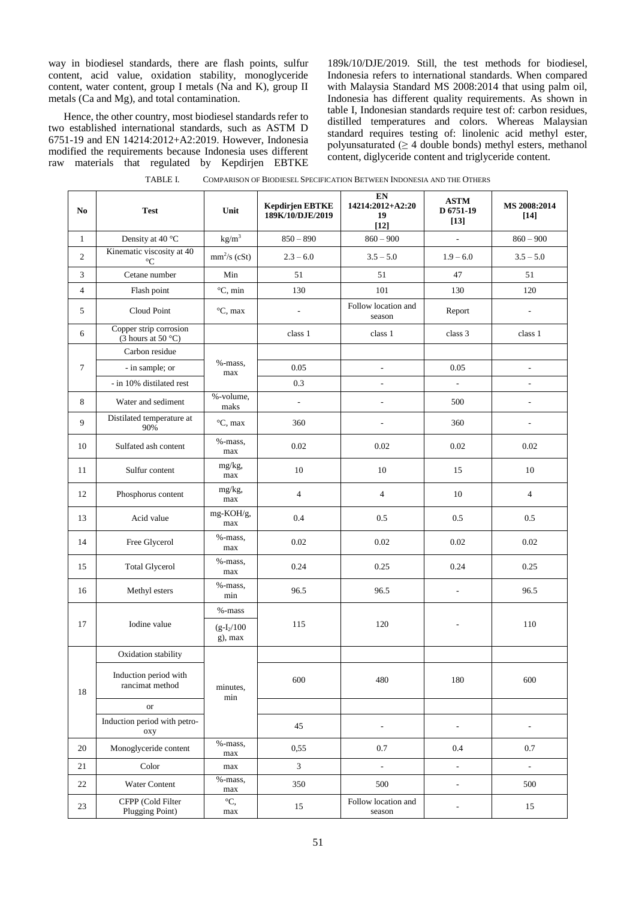way in biodiesel standards, there are flash points, sulfur content, acid value, oxidation stability, monoglyceride content, water content, group I metals (Na and K), group II metals (Ca and Mg), and total contamination.

Hence, the other country, most biodiesel standards refer to two established international standards, such as ASTM D 6751-19 and EN 14214:2012+A2:2019. However, Indonesia modified the requirements because Indonesia uses different raw materials that regulated by Kepdirjen EBTKE 189k/10/DJE/2019. Still, the test methods for biodiesel, Indonesia refers to international standards. When compared with Malaysia Standard MS 2008:2014 that using palm oil, Indonesia has different quality requirements. As shown in table I, Indonesian standards require test of: carbon residues, distilled temperatures and colors. Whereas Malaysian standard requires testing of: linolenic acid methyl ester, polyunsaturated (≥ 4 double bonds) methyl esters, methanol content, diglyceride content and triglyceride content.

TABLE I. COMPARISON OF BIODIESEL SPECIFICATION BETWEEN INDONESIA AND THE OTHERS

| No | Test | Unit | Kepdirjen EBTKE 189K/10/DJE/2019 | EN 14214:2012+A2:2019 [12] | ASTM D 6751-19 [13] | MS 2008:2014 [14] |
|---|---|---|---|---|---|---|
| 1 | Density at 40 °C | $kg/m^3$ | 850 – 890 | 860 – 900 | - | 860 – 900 |
| 2 | Kinematic viscosity at 40 °C | $mm^2/s$ (cSt) | 2.3 – 6.0 | 3.5 – 5.0 | 1.9 – 6.0 | 3.5 – 5.0 |
| 3 | Cetane number | Min | 51 | 51 | 47 | 51 |
| 4 | Flash point | °C, min | 130 | 101 | 130 | 120 |
| 5 | Cloud Point | °C, max | - | Follow location and season | Report | - |
| 6 | Copper strip corrosion (3 hours at 50 °C) | | class 1 | class 1 | class 3 | class 1 |
| 7 | Carbon residue | %-mass, max | | | | |
| | - in sample; or | | 0.05 | - | 0.05 | - |
| | - in 10% distilated rest | | 0.3 | - | - | - |
| 8 | Water and sediment | %-volume, maks | - | - | 500 | - |
| 9 | Distilated temperature at 90% | °C, max | 360 | - | 360 | - |
| 10 | Sulfated ash content | %-mass, max | 0.02 | 0.02 | 0.02 | 0.02 |
| 11 | Sulfur content | mg/kg, max | 10 | 10 | 15 | 10 |
| 12 | Phosphorus content | mg/kg, max | 4 | 4 | 10 | 4 |
| 13 | Acid value | mg-KOH/g, max | 0.4 | 0.5 | 0.5 | 0.5 |
| 14 | Free Glycerol | %-mass, max | 0.02 | 0.02 | 0.02 | 0.02 |
| 15 | Total Glycerol | %-mass, max | 0.24 | 0.25 | 0.24 | 0.25 |
| 16 | Methyl esters | %-mass, min | 96.5 | 96.5 | - | 96.5 |
| 17 | Iodine value | %-mass ($g$-$I_2$/100 g), max | 115 | 120 | - | 110 |
| 18 | Oxidation stability | minutes, min | | | | |
| | Induction period with rancimat method | | 600 | 480 | 180 | 600 |
| | or | | | | | |
| | Induction period with petro-oxy | | 45 | - | - | - |
| 20 | Monoglyceride content | %-mass, max | 0,55 | 0.7 | 0.4 | 0.7 |
| 21 | Color | max | 3 | - | - | - |
| 22 | Water Content | %-mass, max | 350 | 500 | - | 500 |
| 23 | CFPP (Cold Filter Plugging Point) | °C, max | 15 | Follow location and season | - | 15 |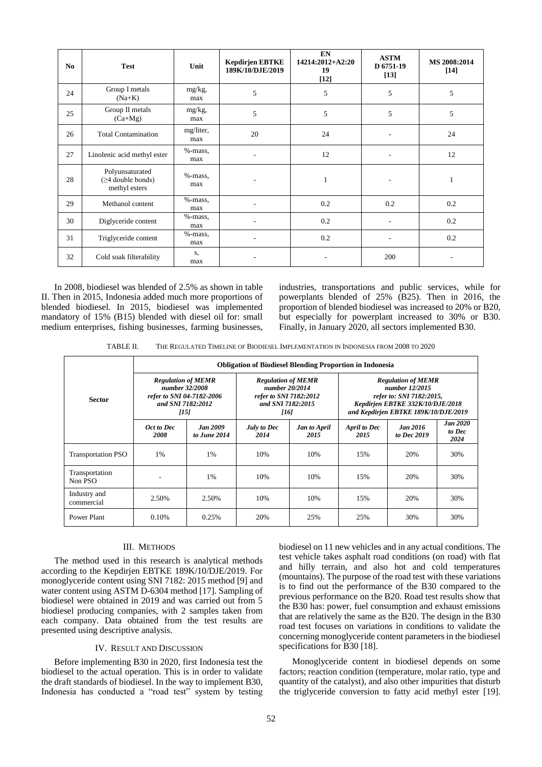| No | Test | Unit | Kepdirjen EBTKE 189K/10/DJE/2019 | EN 14214:2012+A2:2019 [12] | ASTM D 6751-19 [13] | MS 2008:2014 [14] |
|---|---|---|---|---|---|---|
| 24 | Group I metals (Na+K) | mg/kg, max | 5 | 5 | 5 | 5 |
| 25 | Group II metals (Ca+Mg) | mg/kg, max | 5 | 5 | 5 | 5 |
| 26 | Total Contamination | mg/liter, max | 20 | 24 | - | 24 |
| 27 | Linolenic acid methyl ester | %-mass, max | - | 12 | - | 12 |
| 28 | Polyunsaturated (≥4 double bonds) methyl esters | %-mass, max | - | 1 | - | 1 |
| 29 | Methanol content | %-mass, max | - | 0.2 | 0.2 | 0.2 |
| 30 | Diglyceride content | %-mass, max | - | 0.2 | - | 0.2 |
| 31 | Triglyceride content | %-mass, max | - | 0.2 | - | 0.2 |
| 32 | Cold soak filterability | s, max | - | - | 200 | - |

In 2008, biodiesel was blended of 2.5% as shown in table II. Then in 2015, Indonesia added much more proportions of blended biodiesel. In 2015, biodiesel was implemented mandatory of 15% (B15) blended with diesel oil for: small medium enterprises, fishing businesses, farming businesses, industries, transportations and public services, while for powerplants blended of 25% (B25). Then in 2016, the proportion of blended biodiesel was increased to 20% or B20, but especially for powerplant increased to 30% or B30. Finally, in January 2020, all sectors implemented B30.

TABLE II. THE REGULATED TIMELINE OF BIODIESEL IMPLEMENTATION IN INDONESIA FROM 2008 TO 2020

| Sector | Obligation of Biodiesel Blending Proportion in Indonesia | | | | | | |
|---|---|---|---|---|---|---|---|
| | *Regulation of MEMR number 32/2008 refer to SNI 04-7182-2006 and SNI 7182:2012 [15]* | | *Regulation of MEMR number 20/2014 refer to SNI 7182:2012 and SNI 7182:2015 [16]* | | *Regulation of MEMR number 12/2015 refer to: SNI 7182:2015, Kepdirjen EBTKE 332K/10/DJE/2018 and Kepdirjen EBTKE 189K/10/DJE/2019* | | |
| | *Oct to Dec 2008* | *Jan 2009 to June 2014* | *July to Dec 2014* | *Jan to April 2015* | *April to Dec 2015* | *Jan 2016 to Dec 2019* | *Jan 2020 to Dec 2024* |
| Transportation PSO | 1% | 1% | 10% | 10% | 15% | 20% | 30% |
| Transportation Non PSO | - | 1% | 10% | 10% | 15% | 20% | 30% |
| Industry and commercial | 2.50% | 2.50% | 10% | 10% | 15% | 20% | 30% |
| Power Plant | 0.10% | 0.25% | 20% | 25% | 25% | 30% | 30% |

## III. METHODS

The method used in this research is analytical methods according to the Kepdirjen EBTKE 189K/10/DJE/2019. For monoglyceride content using SNI 7182: 2015 method [9] and water content using ASTM D-6304 method [17]. Sampling of biodiesel were obtained in 2019 and was carried out from 5 biodiesel producing companies, with 2 samples taken from each company. Data obtained from the test results are presented using descriptive analysis.

## IV. RESULT AND DISCUSSION

Before implementing B30 in 2020, first Indonesia test the biodiesel to the actual operation. This is in order to validate the draft standards of biodiesel. In the way to implement B30, Indonesia has conducted a "road test" system by testing biodiesel on 11 new vehicles and in any actual conditions. The test vehicle takes asphalt road conditions (on road) with flat and hilly terrain, and also hot and cold temperatures (mountains). The purpose of the road test with these variations is to find out the performance of the B30 compared to the previous performance on the B20. Road test results show that the B30 has: power, fuel consumption and exhaust emissions that are relatively the same as the B20. The design in the B30 road test focuses on variations in conditions to validate the concerning monoglyceride content parameters in the biodiesel specifications for B30 [18].

Monoglyceride content in biodiesel depends on some factors; reaction condition (temperature, molar ratio, type and quantity of the catalyst), and also other impurities that disturb the triglyceride conversion to fatty acid methyl ester [19].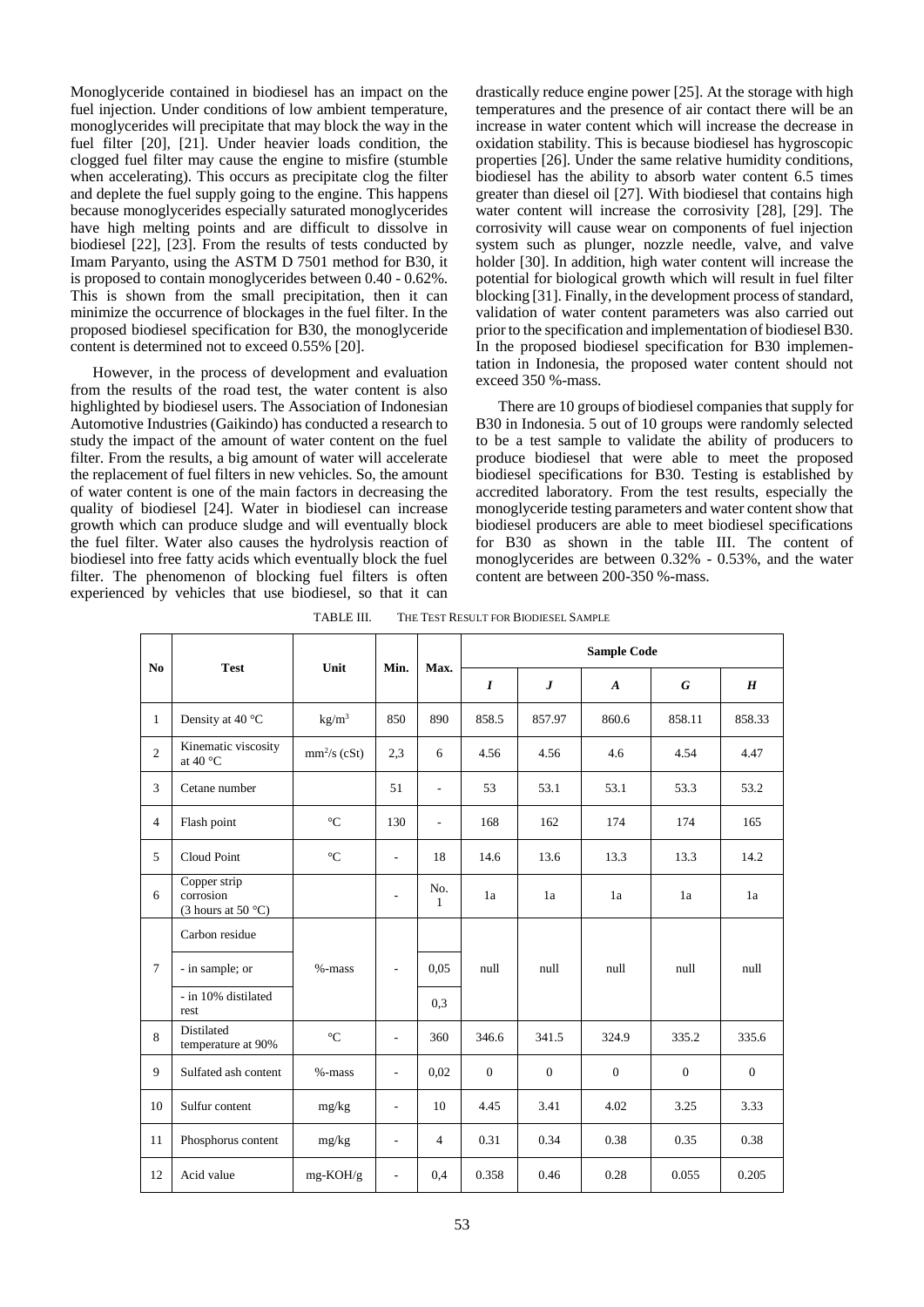Monoglyceride contained in biodiesel has an impact on the fuel injection. Under conditions of low ambient temperature, monoglycerides will precipitate that may block the way in the fuel filter [20], [21]. Under heavier loads condition, the clogged fuel filter may cause the engine to misfire (stumble when accelerating). This occurs as precipitate clog the filter and deplete the fuel supply going to the engine. This happens because monoglycerides especially saturated monoglycerides have high melting points and are difficult to dissolve in biodiesel [22], [23]. From the results of tests conducted by Imam Paryanto, using the ASTM D 7501 method for B30, it is proposed to contain monoglycerides between 0.40 - 0.62%. This is shown from the small precipitation, then it can minimize the occurrence of blockages in the fuel filter. In the proposed biodiesel specification for B30, the monoglyceride content is determined not to exceed 0.55% [20].

However, in the process of development and evaluation from the results of the road test, the water content is also highlighted by biodiesel users. The Association of Indonesian Automotive Industries (Gaikindo) has conducted a research to study the impact of the amount of water content on the fuel filter. From the results, a big amount of water will accelerate the replacement of fuel filters in new vehicles. So, the amount of water content is one of the main factors in decreasing the quality of biodiesel [24]. Water in biodiesel can increase growth which can produce sludge and will eventually block the fuel filter. Water also causes the hydrolysis reaction of biodiesel into free fatty acids which eventually block the fuel filter. The phenomenon of blocking fuel filters is often experienced by vehicles that use biodiesel, so that it can drastically reduce engine power [25]. At the storage with high temperatures and the presence of air contact there will be an increase in water content which will increase the decrease in oxidation stability. This is because biodiesel has hygroscopic properties [26]. Under the same relative humidity conditions, biodiesel has the ability to absorb water content 6.5 times greater than diesel oil [27]. With biodiesel that contains high water content will increase the corrosivity [28], [29]. The corrosivity will cause wear on components of fuel injection system such as plunger, nozzle needle, valve, and valve holder [30]. In addition, high water content will increase the potential for biological growth which will result in fuel filter blocking [31]. Finally, in the development process of standard, validation of water content parameters was also carried out prior to the specification and implementation of biodiesel B30. In the proposed biodiesel specification for B30 implementation in Indonesia, the proposed water content should not exceed 350 %-mass.

There are 10 groups of biodiesel companies that supply for B30 in Indonesia. 5 out of 10 groups were randomly selected to be a test sample to validate the ability of producers to produce biodiesel that were able to meet the proposed biodiesel specifications for B30. Testing is established by accredited laboratory. From the test results, especially the monoglyceride testing parameters and water content show that biodiesel producers are able to meet biodiesel specifications for B30 as shown in the table III. The content of monoglycerides are between 0.32% - 0.53%, and the water content are between 200-350 %-mass.

TABLE III. THE TEST RESULT FOR BIODIESEL SAMPLE

| No | Test | Unit | Min. | Max. | Sample Code | | | | |
|---|---|---|---|---|---|---|---|---|---|
| | | | | | ***I*** | ***J*** | ***A*** | ***G*** | ***H*** |
| 1 | Density at 40 °C | kg/m$^3$ | 850 | 890 | 858.5 | 857.97 | 860.6 | 858.11 | 858.33 |
| 2 | Kinematic viscosity at 40 °C | mm$^2$/s (cSt) | 2,3 | 6 | 4.56 | 4.56 | 4.6 | 4.54 | 4.47 |
| 3 | Cetane number | | 51 | - | 53 | 53.1 | 53.1 | 53.3 | 53.2 |
| 4 | Flash point | °C | 130 | - | 168 | 162 | 174 | 174 | 165 |
| 5 | Cloud Point | °C | - | 18 | 14.6 | 13.6 | 13.3 | 13.3 | 14.2 |
| 6 | Copper strip corrosion (3 hours at 50 °C) | | - | No. 1 | 1a | 1a | 1a | 1a | 1a |
| 7 | Carbon residue | %-mass | - | | null | null | null | null | null |
| | - in sample; or | | | 0,05 | | | | | |
| | - in 10% distilated rest | | | 0,3 | | | | | |
| 8 | Distilated temperature at 90% | °C | - | 360 | 346.6 | 341.5 | 324.9 | 335.2 | 335.6 |
| 9 | Sulfated ash content | %-mass | - | 0,02 | 0 | 0 | 0 | 0 | 0 |
| 10 | Sulfur content | mg/kg | - | 10 | 4.45 | 3.41 | 4.02 | 3.25 | 3.33 |
| 11 | Phosphorus content | mg/kg | - | 4 | 0.31 | 0.34 | 0.38 | 0.35 | 0.38 |
| 12 | Acid value | mg-KOH/g | - | 0,4 | 0.358 | 0.46 | 0.28 | 0.055 | 0.205 |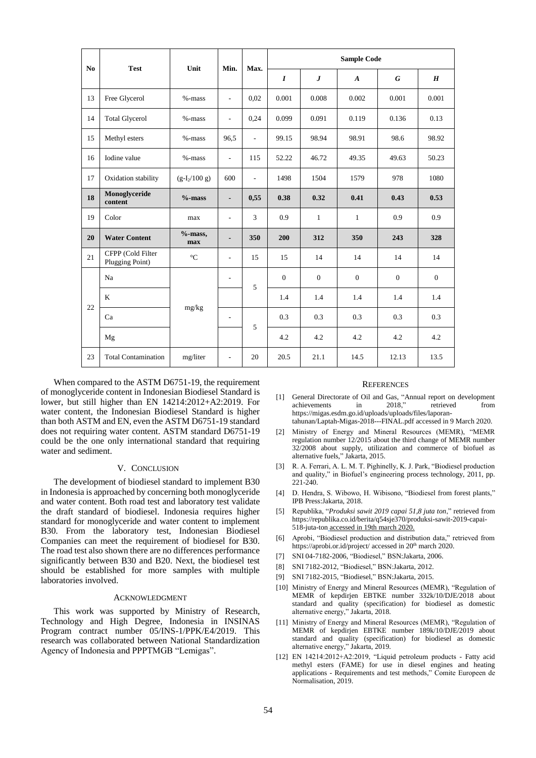| No | Test | Unit | Min. | Max. | Sample Code | | | | |
|---|---|---|---|---|---|---|---|---|---|
| | | | | | *I* | *J* | *A* | *G* | *H* |
| 13 | Free Glycerol | %-mass | - | 0,02 | 0.001 | 0.008 | 0.002 | 0.001 | 0.001 |
| 14 | Total Glycerol | %-mass | - | 0,24 | 0.099 | 0.091 | 0.119 | 0.136 | 0.13 |
| 15 | Methyl esters | %-mass | 96,5 | - | 99.15 | 98.94 | 98.91 | 98.6 | 98.92 |
| 16 | Iodine value | %-mass | - | 115 | 52.22 | 46.72 | 49.35 | 49.63 | 50.23 |
| 17 | Oxidation stability | $(g\text{-}I_2/100\ g)$ | 600 | - | 1498 | 1504 | 1579 | 978 | 1080 |
| **18** | **Monoglyceride content** | **%-mass** | **-** | **0,55** | **0.38** | **0.32** | **0.41** | **0.43** | **0.53** |
| 19 | Color | max | - | 3 | 0.9 | 1 | 1 | 0.9 | 0.9 |
| **20** | **Water Content** | **%-mass, max** | **-** | **350** | **200** | **312** | **350** | **243** | **328** |
| 21 | CFPP (Cold Filter Plugging Point) | °C | - | 15 | 15 | 14 | 14 | 14 | 14 |
| 22 | Na | mg/kg | - | 5 | 0 | 0 | 0 | 0 | 0 |
| | K | | | | 1.4 | 1.4 | 1.4 | 1.4 | 1.4 |
| | Ca | | - | 5 | 0.3 | 0.3 | 0.3 | 0.3 | 0.3 |
| | Mg | | | | 4.2 | 4.2 | 4.2 | 4.2 | 4.2 |
| 23 | Total Contamination | mg/liter | - | 20 | 20.5 | 21.1 | 14.5 | 12.13 | 13.5 |

When compared to the ASTM D6751-19, the requirement of monoglyceride content in Indonesian Biodiesel Standard is lower, but still higher than EN 14214:2012+A2:2019. For water content, the Indonesian Biodiesel Standard is higher than both ASTM and EN, even the ASTM D6751-19 standard does not requiring water content. ASTM standard D6751-19 could be the one only international standard that requiring water and sediment.

## V. Conclusion

The development of biodiesel standard to implement B30 in Indonesia is approached by concerning both monoglyceride and water content. Both road test and laboratory test validate the draft standard of biodiesel. Indonesia requires higher standard for monoglyceride and water content to implement B30. From the laboratory test, Indonesian Biodiesel Companies can meet the requirement of biodiesel for B30. The road test also shown there are no differences performance significantly between B30 and B20. Next, the biodiesel test should be established for more samples with multiple laboratories involved.

## Acknowledgment

This work was supported by Ministry of Research, Technology and High Degree, Indonesia in INSINAS Program contract number 05/INS-1/PPK/E4/2019. This research was collaborated between National Standardization Agency of Indonesia and PPPTMGB "Lemigas".

## References

[1] General Directorate of Oil and Gas, "Annual report on development achievements in 2018," retrieved from https://migas.esdm.go.id/uploads/uploads/files/laporan-tahunan/Laptah-Migas-2018---FINAL.pdf accessed in 9 March 2020.

[2] Ministry of Energy and Mineral Resources (MEMR), "MEMR regulation number 12/2015 about the third change of MEMR number 32/2008 about supply, utilization and commerce of biofuel as alternative fuels," Jakarta, 2015.

[3] R. A. Ferrari, A. L. M. T. Pighinelly, K. J. Park, "Biodiesel production and quality," in Biofuel's engineering process technology, 2011, pp. 221-240.

[4] D. Hendra, S. Wibowo, H. Wibisono, "Biodiesel from forest plants," IPB Press:Jakarta, 2018.

[5] Republika, "*Produksi sawit 2019 capai 51,8 juta ton*," retrieved from https://republika.co.id/berita/q54sje370/produksi-sawit-2019-capai-518-juta-ton accessed in 19th march 2020.

[6] Aprobi, "Biodiesel production and distribution data," retrieved from https://aprobi.or.id/project/ accessed in 20th march 2020.

[7] SNI 04-7182-2006, "Biodiesel," BSN:Jakarta, 2006.

[8] SNI 7182-2012, "Biodiesel," BSN:Jakarta, 2012.

[9] SNI 7182-2015, "Biodiesel," BSN:Jakarta, 2015.

[10] Ministry of Energy and Mineral Resources (MEMR), "Regulation of MEMR of kepdirjen EBTKE number 332k/10/DJE/2018 about standard and quality (specification) for biodiesel as domestic alternative energy," Jakarta, 2018.

[11] Ministry of Energy and Mineral Resources (MEMR), "Regulation of MEMR of kepdirjen EBTKE number 189k/10/DJE/2019 about standard and quality (specification) for biodiesel as domestic alternative energy," Jakarta, 2019.

[12] EN 14214:2012+A2:2019, "Liquid petroleum products - Fatty acid methyl esters (FAME) for use in diesel engines and heating applications - Requirements and test methods," Comite Europeen de Normalisation, 2019.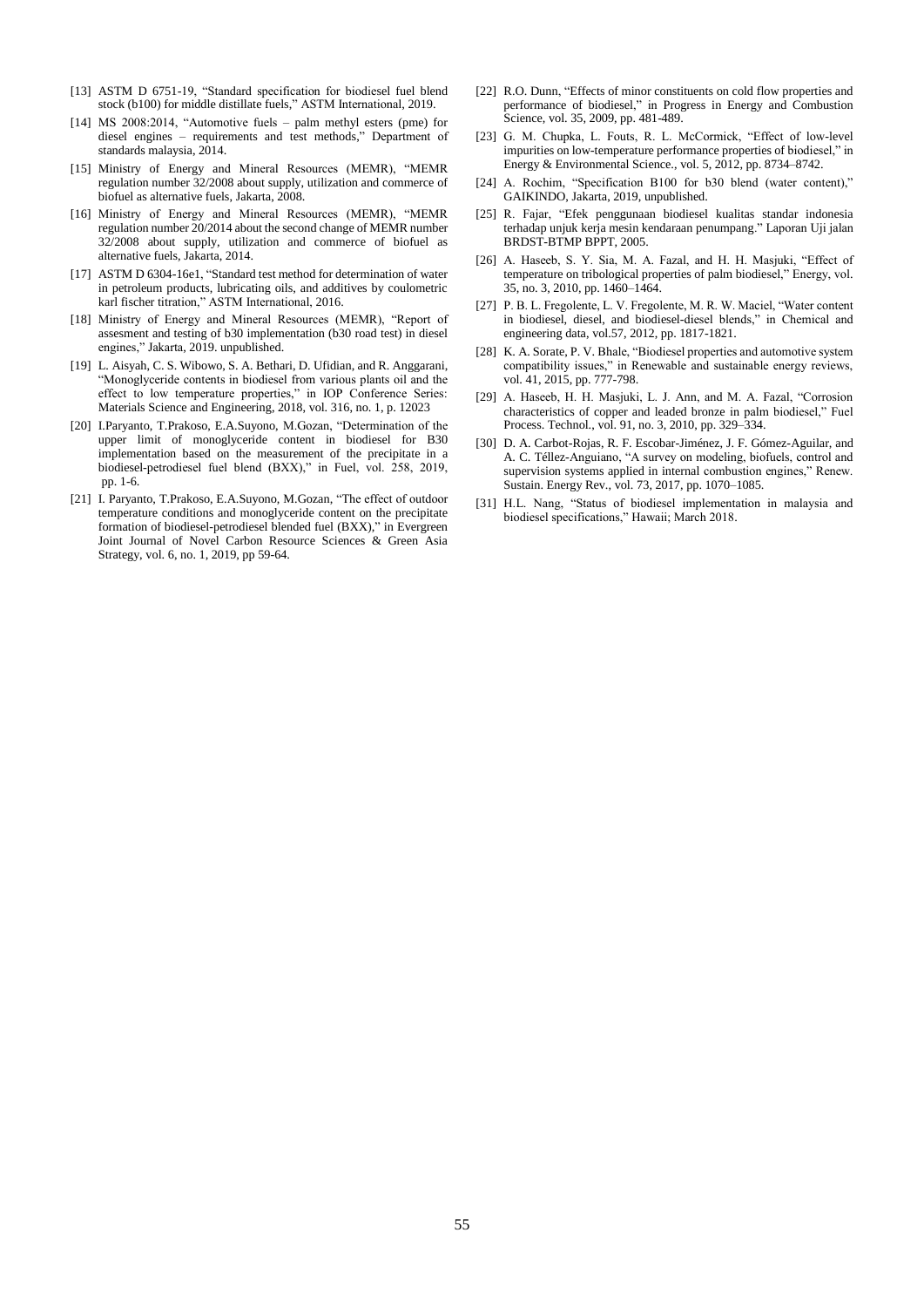[13] ASTM D 6751-19, "Standard specification for biodiesel fuel blend stock (b100) for middle distillate fuels," ASTM International, 2019.

[14] MS 2008:2014, "Automotive fuels – palm methyl esters (pme) for diesel engines – requirements and test methods," Department of standards malaysia, 2014.

[15] Ministry of Energy and Mineral Resources (MEMR), "MEMR regulation number 32/2008 about supply, utilization and commerce of biofuel as alternative fuels, Jakarta, 2008.

[16] Ministry of Energy and Mineral Resources (MEMR), "MEMR regulation number 20/2014 about the second change of MEMR number 32/2008 about supply, utilization and commerce of biofuel as alternative fuels, Jakarta, 2014.

[17] ASTM D 6304-16e1, "Standard test method for determination of water in petroleum products, lubricating oils, and additives by coulometric karl fischer titration," ASTM International, 2016.

[18] Ministry of Energy and Mineral Resources (MEMR), "Report of assesment and testing of b30 implementation (b30 road test) in diesel engines," Jakarta, 2019. unpublished.

[19] L. Aisyah, C. S. Wibowo, S. A. Bethari, D. Ufidian, and R. Anggarani, "Monoglyceride contents in biodiesel from various plants oil and the effect to low temperature properties," in IOP Conference Series: Materials Science and Engineering, 2018, vol. 316, no. 1, p. 12023

[20] I.Paryanto, T.Prakoso, E.A.Suyono, M.Gozan, "Determination of the upper limit of monoglyceride content in biodiesel for B30 implementation based on the measurement of the precipitate in a biodiesel-petrodiesel fuel blend (BXX)," in Fuel, vol. 258, 2019, pp. 1-6.

[21] I. Paryanto, T.Prakoso, E.A.Suyono, M.Gozan, "The effect of outdoor temperature conditions and monoglyceride content on the precipitate formation of biodiesel-petrodiesel blended fuel (BXX)," in Evergreen Joint Journal of Novel Carbon Resource Sciences & Green Asia Strategy, vol. 6, no. 1, 2019, pp 59-64.

[22] R.O. Dunn, "Effects of minor constituents on cold flow properties and performance of biodiesel," in Progress in Energy and Combustion Science, vol. 35, 2009, pp. 481-489.

[23] G. M. Chupka, L. Fouts, R. L. McCormick, "Effect of low-level impurities on low-temperature performance properties of biodiesel," in Energy & Environmental Science., vol. 5, 2012, pp. 8734–8742.

[24] A. Rochim, "Specification B100 for b30 blend (water content)," GAIKINDO, Jakarta, 2019, unpublished.

[25] R. Fajar, "Efek penggunaan biodiesel kualitas standar indonesia terhadap unjuk kerja mesin kendaraan penumpang." Laporan Uji jalan BRDST-BTMP BPPT, 2005.

[26] A. Haseeb, S. Y. Sia, M. A. Fazal, and H. H. Masjuki, "Effect of temperature on tribological properties of palm biodiesel," Energy, vol. 35, no. 3, 2010, pp. 1460–1464.

[27] P. B. L. Fregolente, L. V. Fregolente, M. R. W. Maciel, "Water content in biodiesel, diesel, and biodiesel-diesel blends," in Chemical and engineering data, vol.57, 2012, pp. 1817-1821.

[28] K. A. Sorate, P. V. Bhale, "Biodiesel properties and automotive system compatibility issues," in Renewable and sustainable energy reviews, vol. 41, 2015, pp. 777-798.

[29] A. Haseeb, H. H. Masjuki, L. J. Ann, and M. A. Fazal, "Corrosion characteristics of copper and leaded bronze in palm biodiesel," Fuel Process. Technol., vol. 91, no. 3, 2010, pp. 329–334.

[30] D. A. Carbot-Rojas, R. F. Escobar-Jiménez, J. F. Gómez-Aguilar, and A. C. Téllez-Anguiano, "A survey on modeling, biofuels, control and supervision systems applied in internal combustion engines," Renew. Sustain. Energy Rev., vol. 73, 2017, pp. 1070–1085.

[31] H.L. Nang, "Status of biodiesel implementation in malaysia and biodiesel specifications," Hawaii; March 2018.